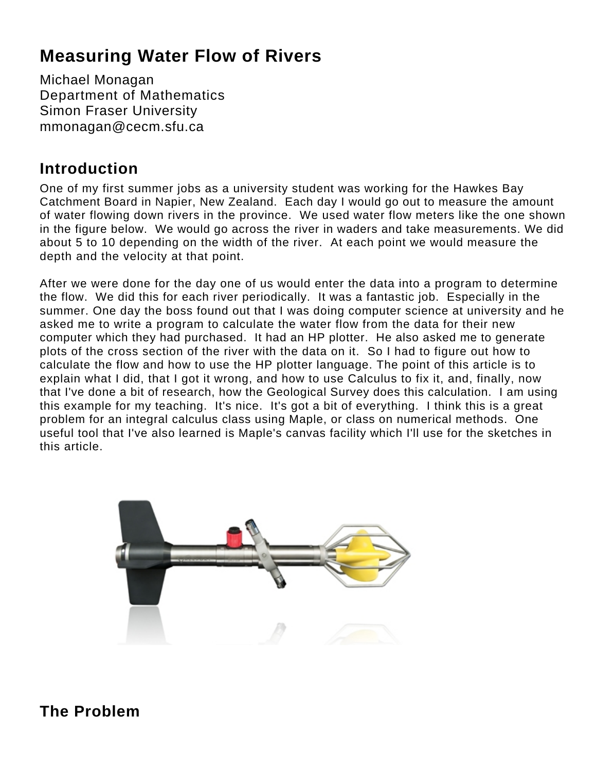# Measuring Water Flow of Rivers

Michael Monagan
Department of Mathematics
Simon Fraser University
mmonagan@cecm.sfu.ca

## Introduction

One of my first summer jobs as a university student was working for the Hawkes Bay Catchment Board in Napier, New Zealand. Each day I would go out to measure the amount of water flowing down rivers in the province. We used water flow meters like the one shown in the figure below. We would go across the river in waders and take measurements. We did about 5 to 10 depending on the width of the river. At each point we would measure the depth and the velocity at that point.

After we were done for the day one of us would enter the data into a program to determine the flow. We did this for each river periodically. It was a fantastic job. Especially in the summer. One day the boss found out that I was doing computer science at university and he asked me to write a program to calculate the water flow from the data for their new computer which they had purchased. It had an HP plotter. He also asked me to generate plots of the cross section of the river with the data on it. So I had to figure out how to calculate the flow and how to use the HP plotter language. The point of this article is to explain what I did, that I got it wrong, and how to use Calculus to fix it, and, finally, now that I've done a bit of research, how the Geological Survey does this calculation. I am using this example for my teaching. It's nice. It's got a bit of everything. I think this is a great problem for an integral calculus class using Maple, or class on numerical methods. One useful tool that I've also learned is Maple's canvas facility which I'll use for the sketches in this article.

## The Problem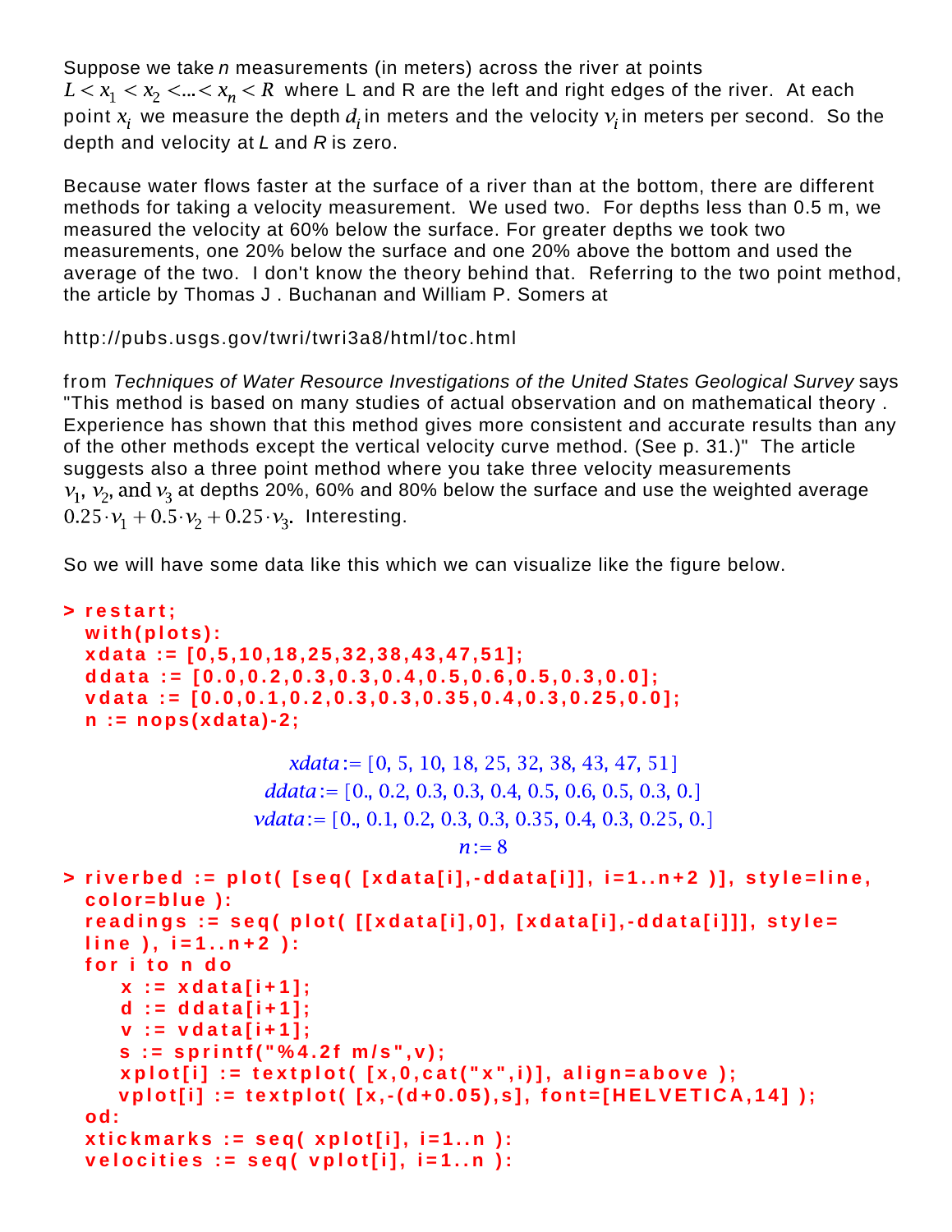Suppose we take $n$ measurements (in meters) across the river at points $L < x_1 < x_2 < ... < x_n < R$ where L and R are the left and right edges of the river. At each point $x_i$ we measure the depth $d_i$ in meters and the velocity $v_i$ in meters per second. So the depth and velocity at $L$ and $R$ is zero.

Because water flows faster at the surface of a river than at the bottom, there are different methods for taking a velocity measurement. We used two. For depths less than 0.5 m, we measured the velocity at 60% below the surface. For greater depths we took two measurements, one 20% below the surface and one 20% above the bottom and used the average of the two. I don't know the theory behind that. Referring to the two point method, the article by Thomas J . Buchanan and William P. Somers at

http://pubs.usgs.gov/twri/twri3a8/html/toc.html

from *Techniques of Water Resource Investigations of the United States Geological Survey* says "This method is based on many studies of actual observation and on mathematical theory . Experience has shown that this method gives more consistent and accurate results than any of the other methods except the vertical velocity curve method. (See p. 31.)" The article suggests also a three point method where you take three velocity measurements $v_1$, $v_2$, and $v_3$ at depths 20%, 60% and 80% below the surface and use the weighted average $0.25 \cdot v_1 + 0.5 \cdot v_2 + 0.25 \cdot v_3$. Interesting.

So we will have some data like this which we can visualize like the figure below.

```
> restart;
  with(plots):
  xdata := [0,5,10,18,25,32,38,43,47,51];
  ddata := [0.0,0.2,0.3,0.3,0.4,0.5,0.6,0.5,0.3,0.0];
  vdata := [0.0,0.1,0.2,0.3,0.3,0.35,0.4,0.3,0.25,0.0];
  n := nops(xdata)-2;
```

$$xdata := [0, 5, 10, 18, 25, 32, 38, 43, 47, 51]$$
$$ddata := [0., 0.2, 0.3, 0.3, 0.4, 0.5, 0.6, 0.5, 0.3, 0.]$$
$$vdata := [0., 0.1, 0.2, 0.3, 0.3, 0.35, 0.4, 0.3, 0.25, 0.]$$
$$n := 8$$

```
> riverbed := plot( [seq( [xdata[i],-ddata[i]], i=1..n+2 )], style=line,
  color=blue ):
  readings := seq( plot( [[xdata[i],0], [xdata[i],-ddata[i]]], style=
  line ), i=1..n+2 ):
  for i to n do
     x := xdata[i+1];
     d := ddata[i+1];
     v := vdata[i+1];
     s := sprintf("%4.2f m/s",v);
     xplot[i] := textplot( [x,0,cat("x",i)], align=above );
     vplot[i] := textplot( [x,-(d+0.05),s], font=[HELVETICA,14] );
  od:
  xtickmarks := seq( xplot[i], i=1..n ):
  velocities := seq( vplot[i], i=1..n ):
```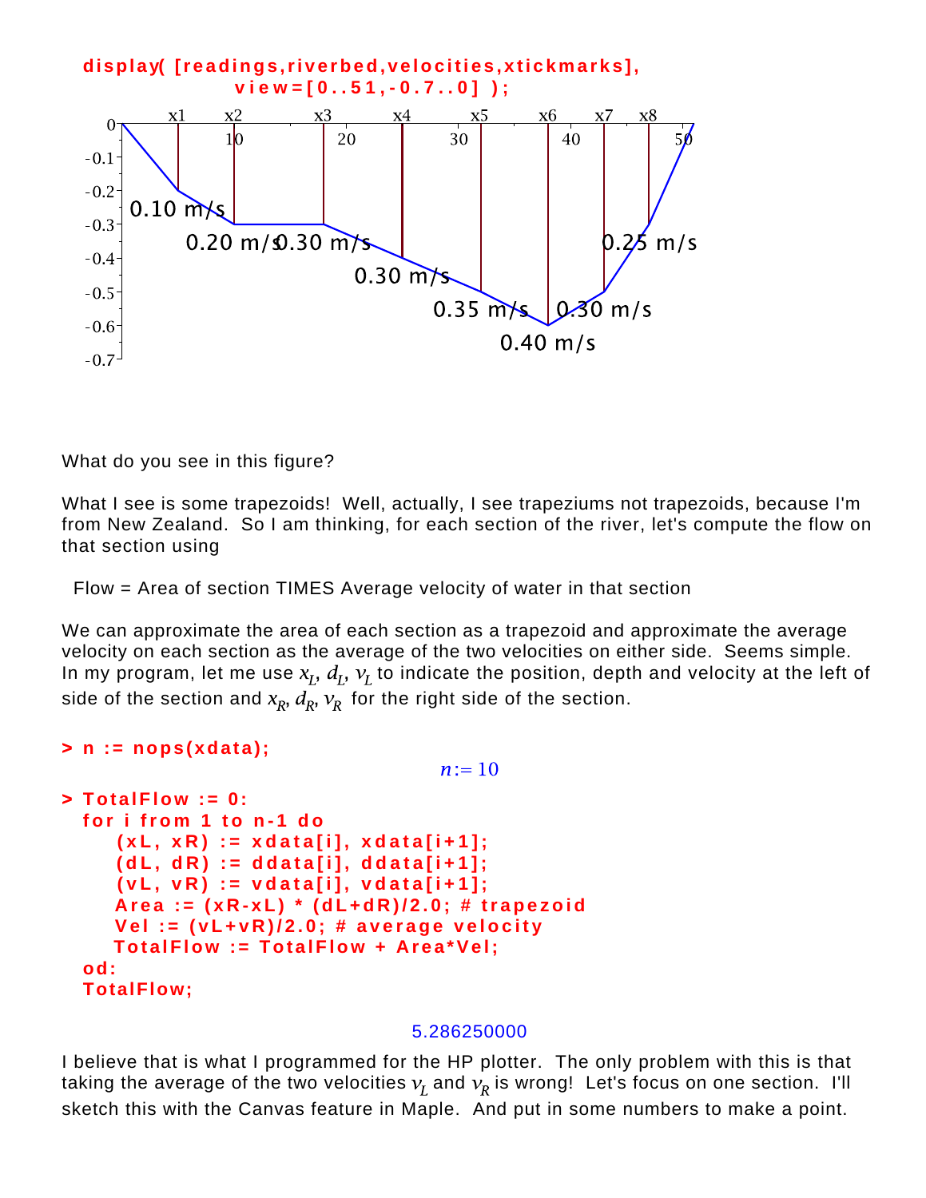```
display( [readings,riverbed,velocities,xtickmarks],
         view=[0..51,-0.7..0] );
```

What do you see in this figure?

What I see is some trapezoids! Well, actually, I see trapeziums not trapezoids, because I'm from New Zealand. So I am thinking, for each section of the river, let's compute the flow on that section using

Flow = Area of section TIMES Average velocity of water in that section

We can approximate the area of each section as a trapezoid and approximate the average velocity on each section as the average of the two velocities on either side. Seems simple. In my program, let me use $x_L$, $d_L$, $v_L$ to indicate the position, depth and velocity at the left of side of the section and $x_R$, $d_R$, $v_R$ for the right side of the section.

```
> n := nops(xdata);
```

$$n := 10$$

```
> TotalFlow := 0:
  for i from 1 to n-1 do
     (xL, xR) := xdata[i], xdata[i+1];
     (dL, dR) := ddata[i], ddata[i+1];
     (vL, vR) := vdata[i], vdata[i+1];
     Area := (xR-xL) * (dL+dR)/2.0; # trapezoid
     Vel := (vL+vR)/2.0; # average velocity
     TotalFlow := TotalFlow + Area*Vel;
  od:
  TotalFlow;
```

5.286250000

I believe that is what I programmed for the HP plotter. The only problem with this is that taking the average of the two velocities $v_L$ and $v_R$ is wrong! Let's focus on one section. I'll sketch this with the Canvas feature in Maple. And put in some numbers to make a point.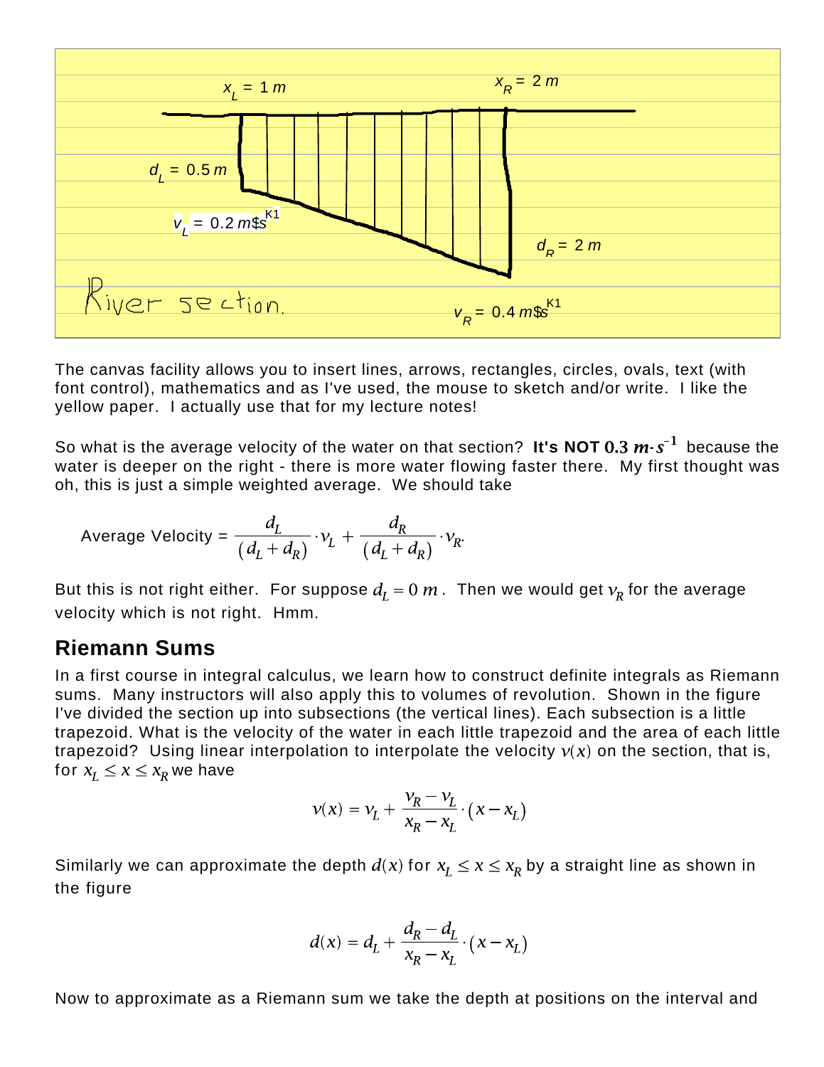$x_L = 1\ m$ $x_R = 2\ m$

$d_L = 0.5\ m$

$v_L = 0.2\ m\$s^{K1}$

$d_R = 2\ m$

River section.

$v_R = 0.4\ m\$s^{K1}$

The canvas facility allows you to insert lines, arrows, rectangles, circles, ovals, text (with font control), mathematics and as I've used, the mouse to sketch and/or write. I like the yellow paper. I actually use that for my lecture notes!

So what is the average velocity of the water on that section? **It's NOT $0.3\ m \cdot s^{-1}$** because the water is deeper on the right - there is more water flowing faster there. My first thought was oh, this is just a simple weighted average. We should take

$$\text{Average Velocity} = \frac{d_L}{(d_L + d_R)} \cdot v_L + \frac{d_R}{(d_L + d_R)} \cdot v_R.$$

But this is not right either. For suppose $d_L = 0\ m$. Then we would get $v_R$ for the average velocity which is not right. Hmm.

## Riemann Sums

In a first course in integral calculus, we learn how to construct definite integrals as Riemann sums. Many instructors will also apply this to volumes of revolution. Shown in the figure I've divided the section up into subsections (the vertical lines). Each subsection is a little trapezoid. What is the velocity of the water in each little trapezoid and the area of each little trapezoid? Using linear interpolation to interpolate the velocity $v(x)$ on the section, that is, for $x_L \le x \le x_R$ we have

$$v(x) = v_L + \frac{v_R - v_L}{x_R - x_L} \cdot (x - x_L)$$

Similarly we can approximate the depth $d(x)$ for $x_L \le x \le x_R$ by a straight line as shown in the figure

$$d(x) = d_L + \frac{d_R - d_L}{x_R - x_L} \cdot (x - x_L)$$

Now to approximate as a Riemann sum we take the depth at positions on the interval and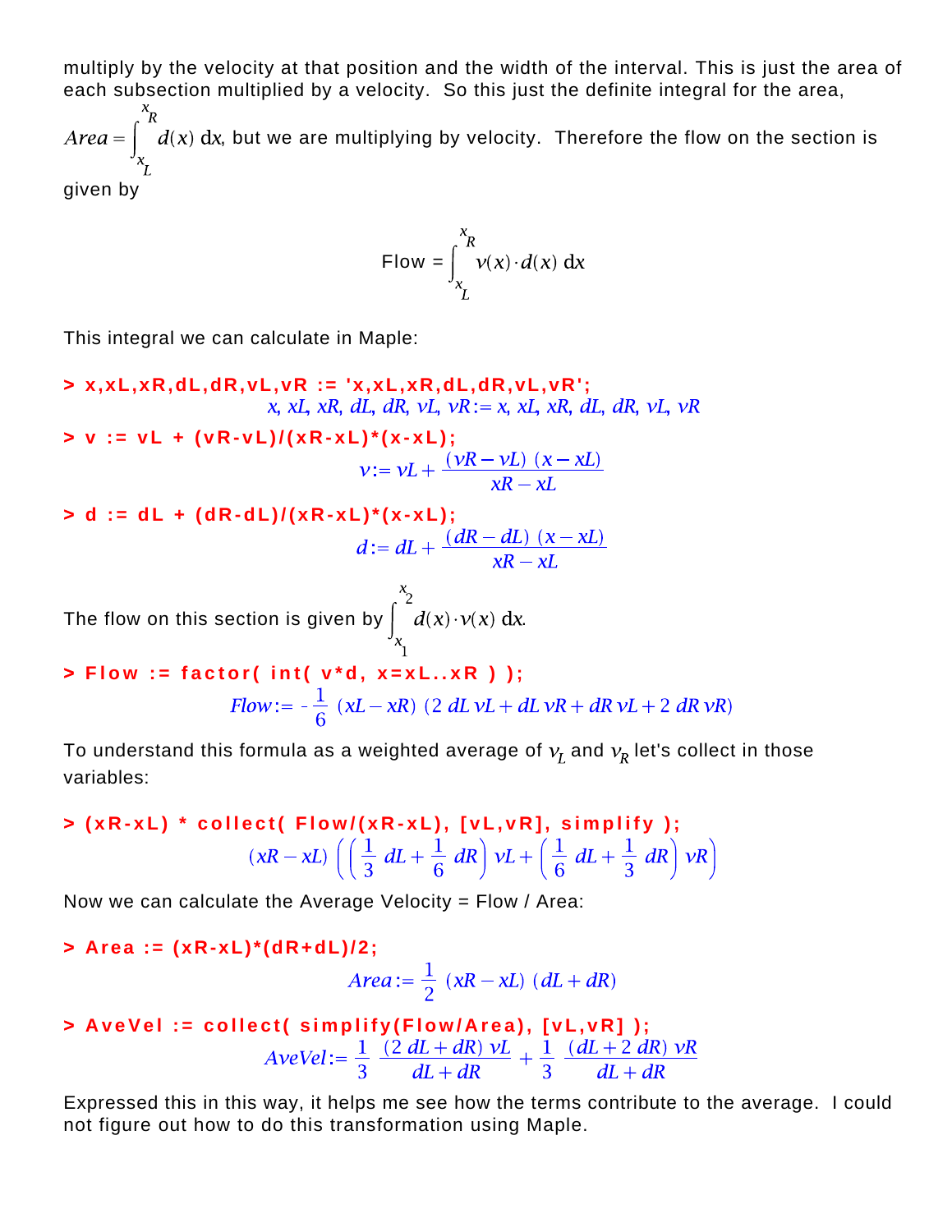multiply by the velocity at that position and the width of the interval. This is just the area of each subsection multiplied by a velocity. So this just the definite integral for the area, $Area = \int_{x_L}^{x_R} d(x)\, dx$, but we are multiplying by velocity. Therefore the flow on the section is given by

$$\text{Flow} = \int_{x_L}^{x_R} v(x) \cdot d(x)\, dx$$

This integral we can calculate in Maple:

```
> x,xL,xR,dL,dR,vL,vR := 'x,xL,xR,dL,dR,vL,vR';
```

$$x, xL, xR, dL, dR, vL, vR := x, xL, xR, dL, dR, vL, vR$$

```
> v := vL + (vR-vL)/(xR-xL)*(x-xL);
```

$$v := vL + \frac{(vR - vL)\,(x - xL)}{xR - xL}$$

```
> d := dL + (dR-dL)/(xR-xL)*(x-xL);
```

$$d := dL + \frac{(dR - dL)\,(x - xL)}{xR - xL}$$

The flow on this section is given by $\int_{x_1}^{x_2} d(x) \cdot v(x)\, dx$.

```
> Flow := factor( int( v*d, x=xL..xR ) );
```

$$Flow := -\frac{1}{6}\,(xL - xR)\,(2\, dL\, vL + dL\, vR + dR\, vL + 2\, dR\, vR)$$

To understand this formula as a weighted average of $v_L$ and $v_R$ let's collect in those variables:

```
> (xR-xL) * collect( Flow/(xR-xL), [vL,vR], simplify );
```

$$(xR - xL)\left(\left(\frac{1}{3}\, dL + \frac{1}{6}\, dR\right) vL + \left(\frac{1}{6}\, dL + \frac{1}{3}\, dR\right) vR\right)$$

Now we can calculate the Average Velocity = Flow / Area:

```
> Area := (xR-xL)*(dR+dL)/2;
```

$$Area := \frac{1}{2}\,(xR - xL)\,(dL + dR)$$

```
> AveVel := collect( simplify(Flow/Area), [vL,vR] );
```

$$AveVel := \frac{1}{3}\,\frac{(2\, dL + dR)\, vL}{dL + dR} + \frac{1}{3}\,\frac{(dL + 2\, dR)\, vR}{dL + dR}$$

Expressed this in this way, it helps me see how the terms contribute to the average. I could not figure out how to do this transformation using Maple.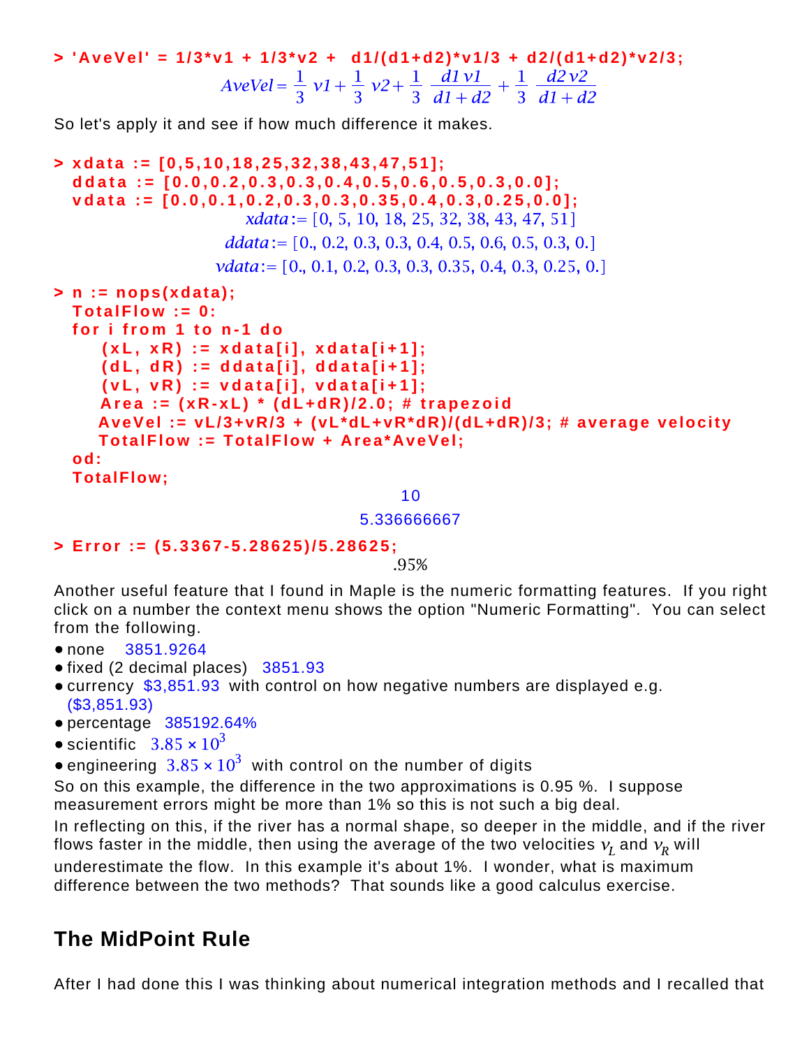```
> 'AveVel' = 1/3*v1 + 1/3*v2 +  d1/(d1+d2)*v1/3 + d2/(d1+d2)*v2/3;
```

$$AveVel = \frac{1}{3}\,v1 + \frac{1}{3}\,v2 + \frac{1}{3}\,\frac{d1\,v1}{d1+d2} + \frac{1}{3}\,\frac{d2\,v2}{d1+d2}$$

So let's apply it and see if how much difference it makes.

```
> xdata := [0,5,10,18,25,32,38,43,47,51];
  ddata := [0.0,0.2,0.3,0.3,0.4,0.5,0.6,0.5,0.3,0.0];
  vdata := [0.0,0.1,0.2,0.3,0.3,0.35,0.4,0.3,0.25,0.0];
```

$$xdata := [0, 5, 10, 18, 25, 32, 38, 43, 47, 51]$$

$$ddata := [0., 0.2, 0.3, 0.3, 0.4, 0.5, 0.6, 0.5, 0.3, 0.]$$

$$vdata := [0., 0.1, 0.2, 0.3, 0.3, 0.35, 0.4, 0.3, 0.25, 0.]$$

```
> n := nops(xdata);
  TotalFlow := 0:
  for i from 1 to n-1 do
     (xL, xR) := xdata[i], xdata[i+1];
     (dL, dR) := ddata[i], ddata[i+1];
     (vL, vR) := vdata[i], vdata[i+1];
     Area := (xR-xL) * (dL+dR)/2.0; # trapezoid
     AveVel := vL/3+vR/3 + (vL*dL+vR*dR)/(dL+dR)/3; # average velocity
     TotalFlow := TotalFlow + Area*AveVel;
  od:
  TotalFlow;
```

10

5.336666667

```
> Error := (5.3367-5.28625)/5.28625;
```

.95%

Another useful feature that I found in Maple is the numeric formatting features. If you right click on a number the context menu shows the option "Numeric Formatting". You can select from the following.

- none 3851.9264
- fixed (2 decimal places) 3851.93
- currency $3,851.93 with control on how negative numbers are displayed e.g. ($3,851.93)
- percentage 385192.64%
- scientific $3.85 \times 10^3$
- engineering $3.85 \times 10^3$ with control on the number of digits

So on this example, the difference in the two approximations is 0.95 %. I suppose measurement errors might be more than 1% so this is not such a big deal.

In reflecting on this, if the river has a normal shape, so deeper in the middle, and if the river flows faster in the middle, then using the average of the two velocities $v_L$ and $v_R$ will underestimate the flow. In this example it's about 1%. I wonder, what is maximum difference between the two methods? That sounds like a good calculus exercise.

## The MidPoint Rule

After I had done this I was thinking about numerical integration methods and I recalled that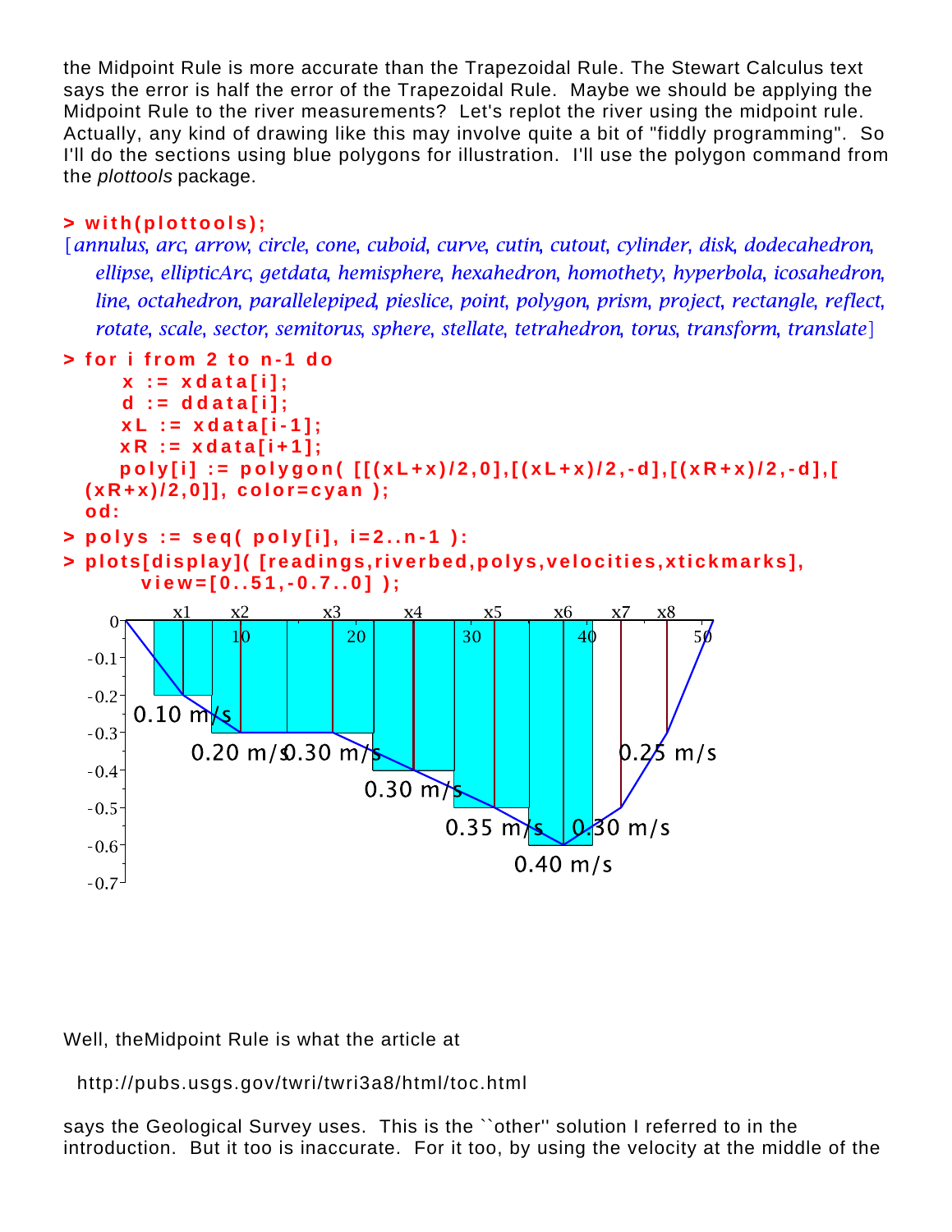the Midpoint Rule is more accurate than the Trapezoidal Rule. The Stewart Calculus text says the error is half the error of the Trapezoidal Rule. Maybe we should be applying the Midpoint Rule to the river measurements? Let's replot the river using the midpoint rule. Actually, any kind of drawing like this may involve quite a bit of "fiddly programming". So I'll do the sections using blue polygons for illustration. I'll use the polygon command from the *plottools* package.

```
> with(plottools);
```

[*annulus, arc, arrow, circle, cone, cuboid, curve, cutin, cutout, cylinder, disk, dodecahedron, ellipse, ellipticArc, getdata, hemisphere, hexahedron, homothety, hyperbola, icosahedron, line, octahedron, parallelepiped, pieslice, point, polygon, prism, project, rectangle, reflect, rotate, scale, sector, semitorus, sphere, stellate, tetrahedron, torus, transform, translate*]

```
> for i from 2 to n-1 do
     x := xdata[i];
     d := ddata[i];
     xL := xdata[i-1];
     xR := xdata[i+1];
     poly[i] := polygon( [[(xL+x)/2,0],[(xL+x)/2,-d],[(xR+x)/2,-d],[(xR+x)/2,0]], color=cyan );
  od:
> polys := seq( poly[i], i=2..n-1 ):
> plots[display]( [readings,riverbed,polys,velocities,xtickmarks],
      view=[0..51,-0.7..0] );
```

Well, theMidpoint Rule is what the article at

http://pubs.usgs.gov/twri/twri3a8/html/toc.html

says the Geological Survey uses. This is the ``other'' solution I referred to in the introduction. But it too is inaccurate. For it too, by using the velocity at the middle of the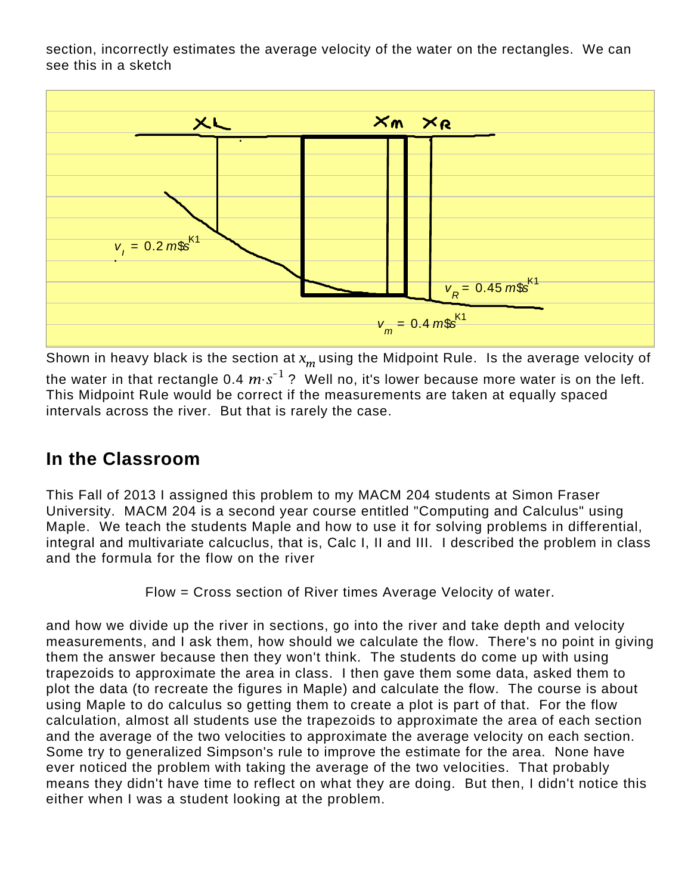section, incorrectly estimates the average velocity of the water on the rectangles. We can see this in a sketch

XL

Xm

XR

$v_l = 0.2\, m \cdot s^{-1}$

$v_R = 0.45\, m \cdot s^{-1}$

$v_m = 0.4\, m \cdot s^{-1}$

Shown in heavy black is the section at $x_m$ using the Midpoint Rule. Is the average velocity of the water in that rectangle 0.4 $m \cdot s^{-1}$ ? Well no, it's lower because more water is on the left. This Midpoint Rule would be correct if the measurements are taken at equally spaced intervals across the river. But that is rarely the case.

## In the Classroom

This Fall of 2013 I assigned this problem to my MACM 204 students at Simon Fraser University. MACM 204 is a second year course entitled "Computing and Calculus" using Maple. We teach the students Maple and how to use it for solving problems in differential, integral and multivariate calcuclus, that is, Calc I, II and III. I described the problem in class and the formula for the flow on the river

Flow = Cross section of River times Average Velocity of water.

and how we divide up the river in sections, go into the river and take depth and velocity measurements, and I ask them, how should we calculate the flow. There's no point in giving them the answer because then they won't think. The students do come up with using trapezoids to approximate the area in class. I then gave them some data, asked them to plot the data (to recreate the figures in Maple) and calculate the flow. The course is about using Maple to do calculus so getting them to create a plot is part of that. For the flow calculation, almost all students use the trapezoids to approximate the area of each section and the average of the two velocities to approximate the average velocity on each section. Some try to generalized Simpson's rule to improve the estimate for the area. None have ever noticed the problem with taking the average of the two velocities. That probably means they didn't have time to reflect on what they are doing. But then, I didn't notice this either when I was a student looking at the problem.